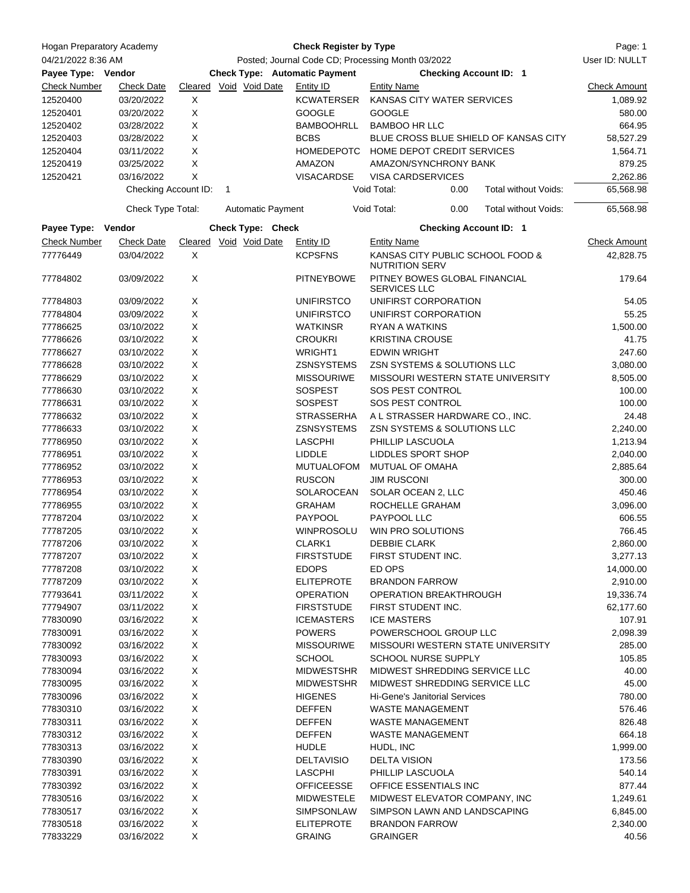Hogan Preparatory Academy

04/21/2022 8:36 AM

# Check Register by Type

Posted; Journal Code CD; Processing Month 03/2022

User ID: NULLT

**Payee Type: Vendor** | **Check Type: Automatic Payment** | **Checking Account ID: 1**

| Check Number | Check Date | Cleared | Void | Void Date | Entity ID | Entity Name | Check Amount |
|---|---|---|---|---|---|---|---|
| 12520400 | 03/20/2022 | X | | | KCWATERSER | KANSAS CITY WATER SERVICES | 1,089.92 |
| 12520401 | 03/20/2022 | X | | | GOOGLE | GOOGLE | 580.00 |
| 12520402 | 03/28/2022 | X | | | BAMBOOHRLL | BAMBOO HR LLC | 664.95 |
| 12520403 | 03/28/2022 | X | | | BCBS | BLUE CROSS BLUE SHIELD OF KANSAS CITY | 58,527.29 |
| 12520404 | 03/11/2022 | X | | | HOMEDEPOTC | HOME DEPOT CREDIT SERVICES | 1,564.71 |
| 12520419 | 03/25/2022 | X | | | AMAZON | AMAZON/SYNCHRONY BANK | 879.25 |
| 12520421 | 03/16/2022 | X | | | VISACARDSE | VISA CARDSERVICES | 2,262.86 |

Checking Account ID: 1 — Void Total: 0.00 — Total without Voids: 65,568.98

Check Type Total: Automatic Payment — Void Total: 0.00 — Total without Voids: 65,568.98

**Payee Type: Vendor** | **Check Type: Check** | **Checking Account ID: 1**

| Check Number | Check Date | Cleared | Void | Void Date | Entity ID | Entity Name | Check Amount |
|---|---|---|---|---|---|---|---|
| 77776449 | 03/04/2022 | X | | | KCPSFNS | KANSAS CITY PUBLIC SCHOOL FOOD & NUTRITION SERV | 42,828.75 |
| 77784802 | 03/09/2022 | X | | | PITNEYBOWE | PITNEY BOWES GLOBAL FINANCIAL SERVICES LLC | 179.64 |
| 77784803 | 03/09/2022 | X | | | UNIFIRSTCO | UNIFIRST CORPORATION | 54.05 |
| 77784804 | 03/09/2022 | X | | | UNIFIRSTCO | UNIFIRST CORPORATION | 55.25 |
| 77786625 | 03/10/2022 | X | | | WATKINSR | RYAN A WATKINS | 1,500.00 |
| 77786626 | 03/10/2022 | X | | | CROUKRI | KRISTINA CROUSE | 41.75 |
| 77786627 | 03/10/2022 | X | | | WRIGHT1 | EDWIN WRIGHT | 247.60 |
| 77786628 | 03/10/2022 | X | | | ZSNSYSTEMS | ZSN SYSTEMS & SOLUTIONS LLC | 3,080.00 |
| 77786629 | 03/10/2022 | X | | | MISSOURIWE | MISSOURI WESTERN STATE UNIVERSITY | 8,505.00 |
| 77786630 | 03/10/2022 | X | | | SOSPEST | SOS PEST CONTROL | 100.00 |
| 77786631 | 03/10/2022 | X | | | SOSPEST | SOS PEST CONTROL | 100.00 |
| 77786632 | 03/10/2022 | X | | | STRASSERHA | A L STRASSER HARDWARE CO., INC. | 24.48 |
| 77786633 | 03/10/2022 | X | | | ZSNSYSTEMS | ZSN SYSTEMS & SOLUTIONS LLC | 2,240.00 |
| 77786950 | 03/10/2022 | X | | | LASCPHI | PHILLIP LASCUOLA | 1,213.94 |
| 77786951 | 03/10/2022 | X | | | LIDDLE | LIDDLES SPORT SHOP | 2,040.00 |
| 77786952 | 03/10/2022 | X | | | MUTUALOFOM | MUTUAL OF OMAHA | 2,885.64 |
| 77786953 | 03/10/2022 | X | | | RUSCON | JIM RUSCONI | 300.00 |
| 77786954 | 03/10/2022 | X | | | SOLAROCEAN | SOLAR OCEAN 2, LLC | 450.46 |
| 77786955 | 03/10/2022 | X | | | GRAHAM | ROCHELLE GRAHAM | 3,096.00 |
| 77787204 | 03/10/2022 | X | | | PAYPOOL | PAYPOOL LLC | 606.55 |
| 77787205 | 03/10/2022 | X | | | WINPROSOLU | WIN PRO SOLUTIONS | 766.45 |
| 77787206 | 03/10/2022 | X | | | CLARK1 | DEBBIE CLARK | 2,860.00 |
| 77787207 | 03/10/2022 | X | | | FIRSTSTUDE | FIRST STUDENT INC. | 3,277.13 |
| 77787208 | 03/10/2022 | X | | | EDOPS | ED OPS | 14,000.00 |
| 77787209 | 03/10/2022 | X | | | ELITEPROTE | BRANDON FARROW | 2,910.00 |
| 77793641 | 03/11/2022 | X | | | OPERATION | OPERATION BREAKTHROUGH | 19,336.74 |
| 77794907 | 03/11/2022 | X | | | FIRSTSTUDE | FIRST STUDENT INC. | 62,177.60 |
| 77830090 | 03/16/2022 | X | | | ICEMASTERS | ICE MASTERS | 107.91 |
| 77830091 | 03/16/2022 | X | | | POWERS | POWERSCHOOL GROUP LLC | 2,098.39 |
| 77830092 | 03/16/2022 | X | | | MISSOURIWE | MISSOURI WESTERN STATE UNIVERSITY | 285.00 |
| 77830093 | 03/16/2022 | X | | | SCHOOL | SCHOOL NURSE SUPPLY | 105.85 |
| 77830094 | 03/16/2022 | X | | | MIDWESTSHR | MIDWEST SHREDDING SERVICE LLC | 40.00 |
| 77830095 | 03/16/2022 | X | | | MIDWESTSHR | MIDWEST SHREDDING SERVICE LLC | 45.00 |
| 77830096 | 03/16/2022 | X | | | HIGENES | Hi-Gene's Janitorial Services | 780.00 |
| 77830310 | 03/16/2022 | X | | | DEFFEN | WASTE MANAGEMENT | 576.46 |
| 77830311 | 03/16/2022 | X | | | DEFFEN | WASTE MANAGEMENT | 826.48 |
| 77830312 | 03/16/2022 | X | | | DEFFEN | WASTE MANAGEMENT | 664.18 |
| 77830313 | 03/16/2022 | X | | | HUDLE | HUDL, INC | 1,999.00 |
| 77830390 | 03/16/2022 | X | | | DELTAVISIO | DELTA VISION | 173.56 |
| 77830391 | 03/16/2022 | X | | | LASCPHI | PHILLIP LASCUOLA | 540.14 |
| 77830392 | 03/16/2022 | X | | | OFFICEESSE | OFFICE ESSENTIALS INC | 877.44 |
| 77830516 | 03/16/2022 | X | | | MIDWESTELE | MIDWEST ELEVATOR COMPANY, INC | 1,249.61 |
| 77830517 | 03/16/2022 | X | | | SIMPSONLAW | SIMPSON LAWN AND LANDSCAPING | 6,845.00 |
| 77830518 | 03/16/2022 | X | | | ELITEPROTE | BRANDON FARROW | 2,340.00 |
| 77833229 | 03/16/2022 | X | | | GRAING | GRAINGER | 40.56 |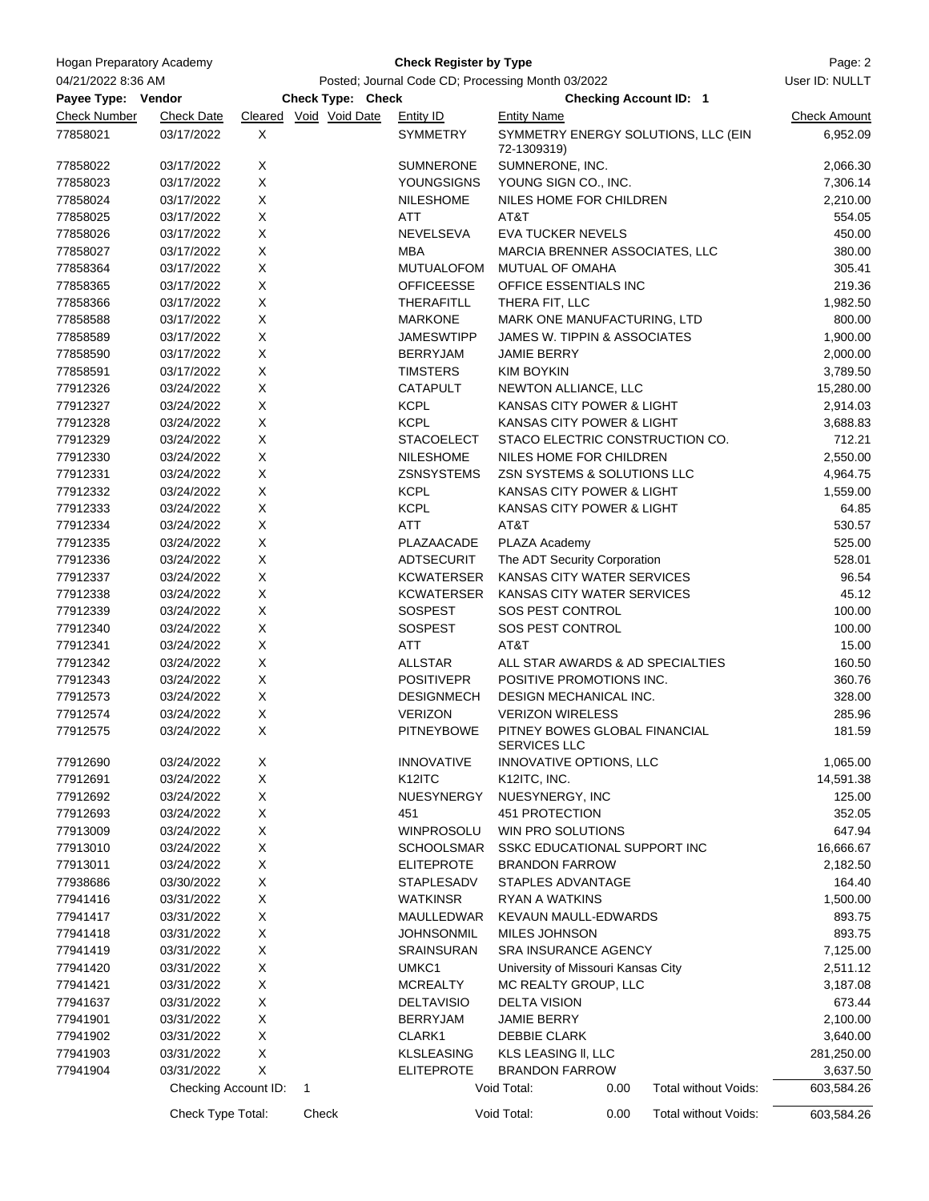Hogan Preparatory Academy

04/21/2022 8:36 AM

# Check Register by Type

Posted; Journal Code CD; Processing Month 03/2022

User ID: NULLT

**Payee Type: Vendor** **Check Type: Check** **Checking Account ID: 1**

| Check Number | Check Date | Cleared | Void | Void Date | Entity ID | Entity Name | Check Amount |
|---|---|---|---|---|---|---|---|
| 77858021 | 03/17/2022 | X | | | SYMMETRY | SYMMETRY ENERGY SOLUTIONS, LLC (EIN 72-1309319) | 6,952.09 |
| 77858022 | 03/17/2022 | X | | | SUMNERONE | SUMNERONE, INC. | 2,066.30 |
| 77858023 | 03/17/2022 | X | | | YOUNGSIGNS | YOUNG SIGN CO., INC. | 7,306.14 |
| 77858024 | 03/17/2022 | X | | | NILESHOME | NILES HOME FOR CHILDREN | 2,210.00 |
| 77858025 | 03/17/2022 | X | | | ATT | AT&T | 554.05 |
| 77858026 | 03/17/2022 | X | | | NEVELSEVA | EVA TUCKER NEVELS | 450.00 |
| 77858027 | 03/17/2022 | X | | | MBA | MARCIA BRENNER ASSOCIATES, LLC | 380.00 |
| 77858364 | 03/17/2022 | X | | | MUTUALOFOM | MUTUAL OF OMAHA | 305.41 |
| 77858365 | 03/17/2022 | X | | | OFFICEESSE | OFFICE ESSENTIALS INC | 219.36 |
| 77858366 | 03/17/2022 | X | | | THERAFITLL | THERA FIT, LLC | 1,982.50 |
| 77858588 | 03/17/2022 | X | | | MARKONE | MARK ONE MANUFACTURING, LTD | 800.00 |
| 77858589 | 03/17/2022 | X | | | JAMESWTIPP | JAMES W. TIPPIN & ASSOCIATES | 1,900.00 |
| 77858590 | 03/17/2022 | X | | | BERRYJAM | JAMIE BERRY | 2,000.00 |
| 77858591 | 03/17/2022 | X | | | TIMSTERS | KIM BOYKIN | 3,789.50 |
| 77912326 | 03/24/2022 | X | | | CATAPULT | NEWTON ALLIANCE, LLC | 15,280.00 |
| 77912327 | 03/24/2022 | X | | | KCPL | KANSAS CITY POWER & LIGHT | 2,914.03 |
| 77912328 | 03/24/2022 | X | | | KCPL | KANSAS CITY POWER & LIGHT | 3,688.83 |
| 77912329 | 03/24/2022 | X | | | STACOELECT | STACO ELECTRIC CONSTRUCTION CO. | 712.21 |
| 77912330 | 03/24/2022 | X | | | NILESHOME | NILES HOME FOR CHILDREN | 2,550.00 |
| 77912331 | 03/24/2022 | X | | | ZSNSYSTEMS | ZSN SYSTEMS & SOLUTIONS LLC | 4,964.75 |
| 77912332 | 03/24/2022 | X | | | KCPL | KANSAS CITY POWER & LIGHT | 1,559.00 |
| 77912333 | 03/24/2022 | X | | | KCPL | KANSAS CITY POWER & LIGHT | 64.85 |
| 77912334 | 03/24/2022 | X | | | ATT | AT&T | 530.57 |
| 77912335 | 03/24/2022 | X | | | PLAZAACADE | PLAZA Academy | 525.00 |
| 77912336 | 03/24/2022 | X | | | ADTSECURIT | The ADT Security Corporation | 528.01 |
| 77912337 | 03/24/2022 | X | | | KCWATERSER | KANSAS CITY WATER SERVICES | 96.54 |
| 77912338 | 03/24/2022 | X | | | KCWATERSER | KANSAS CITY WATER SERVICES | 45.12 |
| 77912339 | 03/24/2022 | X | | | SOSPEST | SOS PEST CONTROL | 100.00 |
| 77912340 | 03/24/2022 | X | | | SOSPEST | SOS PEST CONTROL | 100.00 |
| 77912341 | 03/24/2022 | X | | | ATT | AT&T | 15.00 |
| 77912342 | 03/24/2022 | X | | | ALLSTAR | ALL STAR AWARDS & AD SPECIALTIES | 160.50 |
| 77912343 | 03/24/2022 | X | | | POSITIVEPR | POSITIVE PROMOTIONS INC. | 360.76 |
| 77912573 | 03/24/2022 | X | | | DESIGNMECH | DESIGN MECHANICAL INC. | 328.00 |
| 77912574 | 03/24/2022 | X | | | VERIZON | VERIZON WIRELESS | 285.96 |
| 77912575 | 03/24/2022 | X | | | PITNEYBOWE | PITNEY BOWES GLOBAL FINANCIAL SERVICES LLC | 181.59 |
| 77912690 | 03/24/2022 | X | | | INNOVATIVE | INNOVATIVE OPTIONS, LLC | 1,065.00 |
| 77912691 | 03/24/2022 | X | | | K12ITC | K12ITC, INC. | 14,591.38 |
| 77912692 | 03/24/2022 | X | | | NUESYNERGY | NUESYNERGY, INC | 125.00 |
| 77912693 | 03/24/2022 | X | | | 451 | 451 PROTECTION | 352.05 |
| 77913009 | 03/24/2022 | X | | | WINPROSOLU | WIN PRO SOLUTIONS | 647.94 |
| 77913010 | 03/24/2022 | X | | | SCHOOLSMAR | SSKC EDUCATIONAL SUPPORT INC | 16,666.67 |
| 77913011 | 03/24/2022 | X | | | ELITEPROTE | BRANDON FARROW | 2,182.50 |
| 77938686 | 03/30/2022 | X | | | STAPLESADV | STAPLES ADVANTAGE | 164.40 |
| 77941416 | 03/31/2022 | X | | | WATKINSR | RYAN A WATKINS | 1,500.00 |
| 77941417 | 03/31/2022 | X | | | MAULLEDWAR | KEVAUN MAULL-EDWARDS | 893.75 |
| 77941418 | 03/31/2022 | X | | | JOHNSONMIL | MILES JOHNSON | 893.75 |
| 77941419 | 03/31/2022 | X | | | SRAINSURAN | SRA INSURANCE AGENCY | 7,125.00 |
| 77941420 | 03/31/2022 | X | | | UMKC1 | University of Missouri Kansas City | 2,511.12 |
| 77941421 | 03/31/2022 | X | | | MCREALTY | MC REALTY GROUP, LLC | 3,187.08 |
| 77941637 | 03/31/2022 | X | | | DELTAVISIO | DELTA VISION | 673.44 |
| 77941901 | 03/31/2022 | X | | | BERRYJAM | JAMIE BERRY | 2,100.00 |
| 77941902 | 03/31/2022 | X | | | CLARK1 | DEBBIE CLARK | 3,640.00 |
| 77941903 | 03/31/2022 | X | | | KLSLEASING | KLS LEASING ll, LLC | 281,250.00 |
| 77941904 | 03/31/2022 | X | | | ELITEPROTE | BRANDON FARROW | 3,637.50 |

| | | | |
|---|---|---|---|
| Checking Account ID: 1 | Void Total: 0.00 | Total without Voids: | 603,584.26 |
| Check Type Total: Check | Void Total: 0.00 | Total without Voids: | 603,584.26 |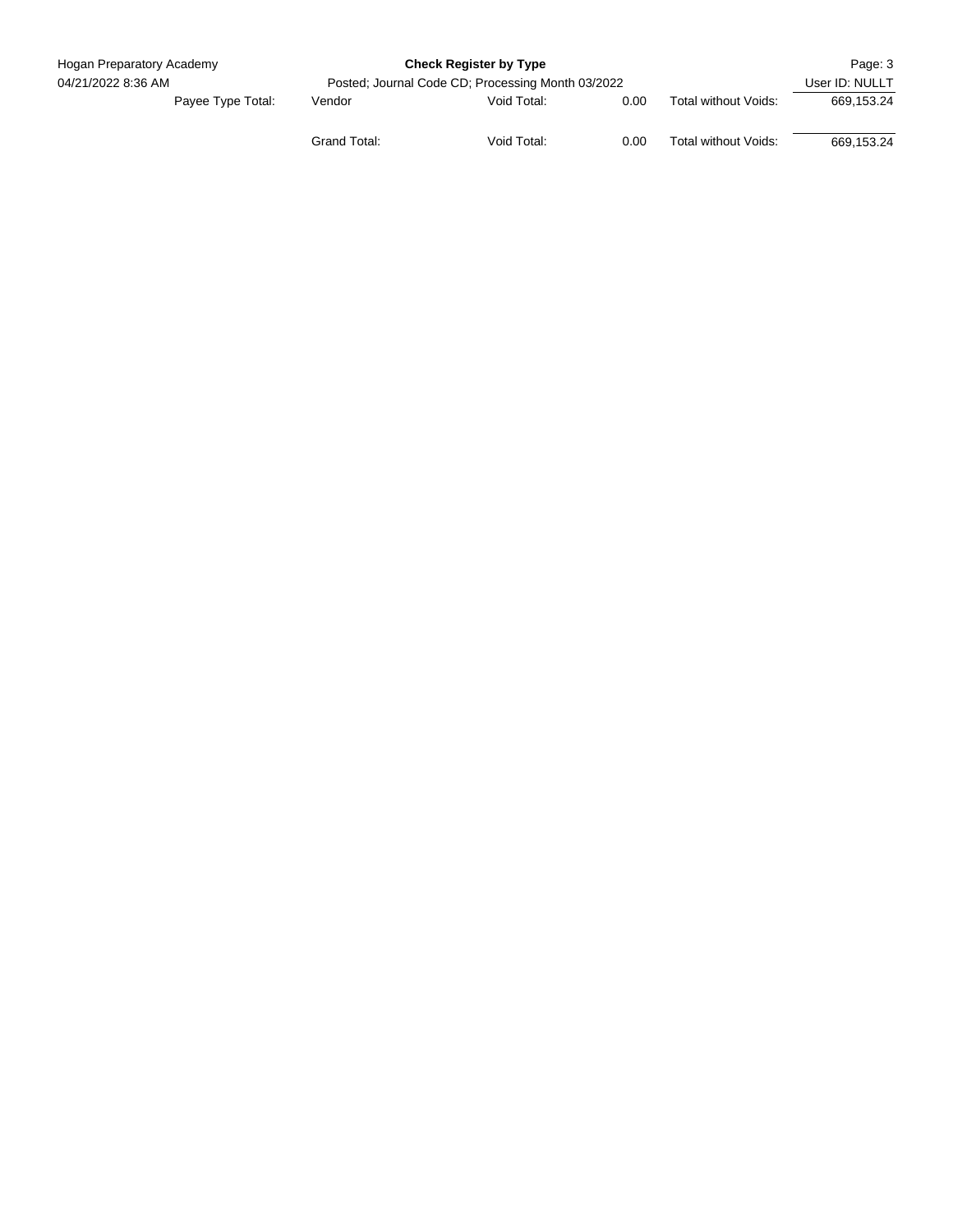| | | | | | |
|---|---|---|---|---|---|
| Payee Type Total: | Vendor | Void Total: | 0.00 | Total without Voids: | 669,153.24 |
| | Grand Total: | Void Total: | 0.00 | Total without Voids: | 669,153.24 |